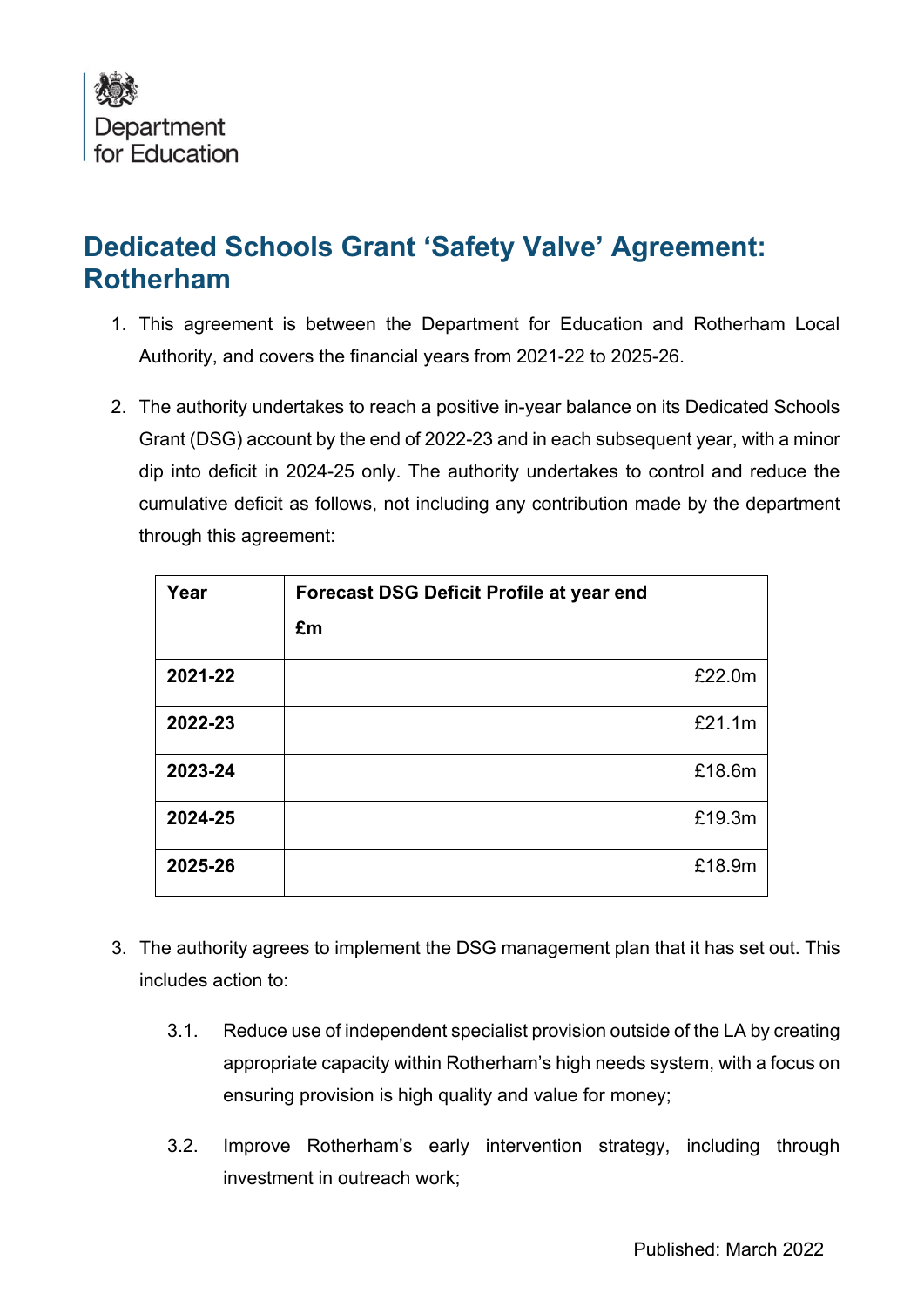Department for Education

# Dedicated Schools Grant 'Safety Valve' Agreement: Rotherham

1. This agreement is between the Department for Education and Rotherham Local Authority, and covers the financial years from 2021-22 to 2025-26.

2. The authority undertakes to reach a positive in-year balance on its Dedicated Schools Grant (DSG) account by the end of 2022-23 and in each subsequent year, with a minor dip into deficit in 2024-25 only. The authority undertakes to control and reduce the cumulative deficit as follows, not including any contribution made by the department through this agreement:

| Year | Forecast DSG Deficit Profile at year end £m |
|---|---|
| **2021-22** | £22.0m |
| **2022-23** | £21.1m |
| **2023-24** | £18.6m |
| **2024-25** | £19.3m |
| **2025-26** | £18.9m |

3. The authority agrees to implement the DSG management plan that it has set out. This includes action to:

   3.1. Reduce use of independent specialist provision outside of the LA by creating appropriate capacity within Rotherham's high needs system, with a focus on ensuring provision is high quality and value for money;

   3.2. Improve Rotherham's early intervention strategy, including through investment in outreach work;

Published: March 2022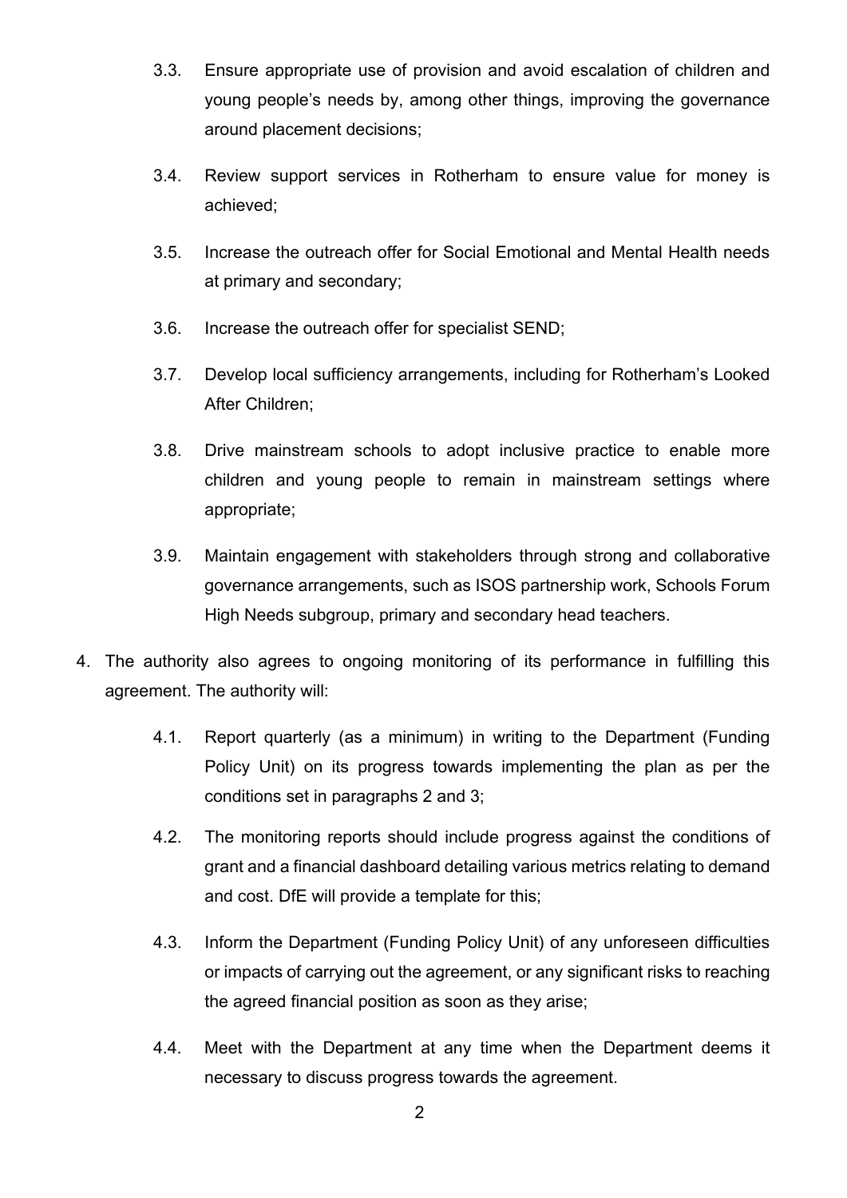3.3. Ensure appropriate use of provision and avoid escalation of children and young people's needs by, among other things, improving the governance around placement decisions;

3.4. Review support services in Rotherham to ensure value for money is achieved;

3.5. Increase the outreach offer for Social Emotional and Mental Health needs at primary and secondary;

3.6. Increase the outreach offer for specialist SEND;

3.7. Develop local sufficiency arrangements, including for Rotherham's Looked After Children;

3.8. Drive mainstream schools to adopt inclusive practice to enable more children and young people to remain in mainstream settings where appropriate;

3.9. Maintain engagement with stakeholders through strong and collaborative governance arrangements, such as ISOS partnership work, Schools Forum High Needs subgroup, primary and secondary head teachers.

4. The authority also agrees to ongoing monitoring of its performance in fulfilling this agreement. The authority will:

4.1. Report quarterly (as a minimum) in writing to the Department (Funding Policy Unit) on its progress towards implementing the plan as per the conditions set in paragraphs 2 and 3;

4.2. The monitoring reports should include progress against the conditions of grant and a financial dashboard detailing various metrics relating to demand and cost. DfE will provide a template for this;

4.3. Inform the Department (Funding Policy Unit) of any unforeseen difficulties or impacts of carrying out the agreement, or any significant risks to reaching the agreed financial position as soon as they arise;

4.4. Meet with the Department at any time when the Department deems it necessary to discuss progress towards the agreement.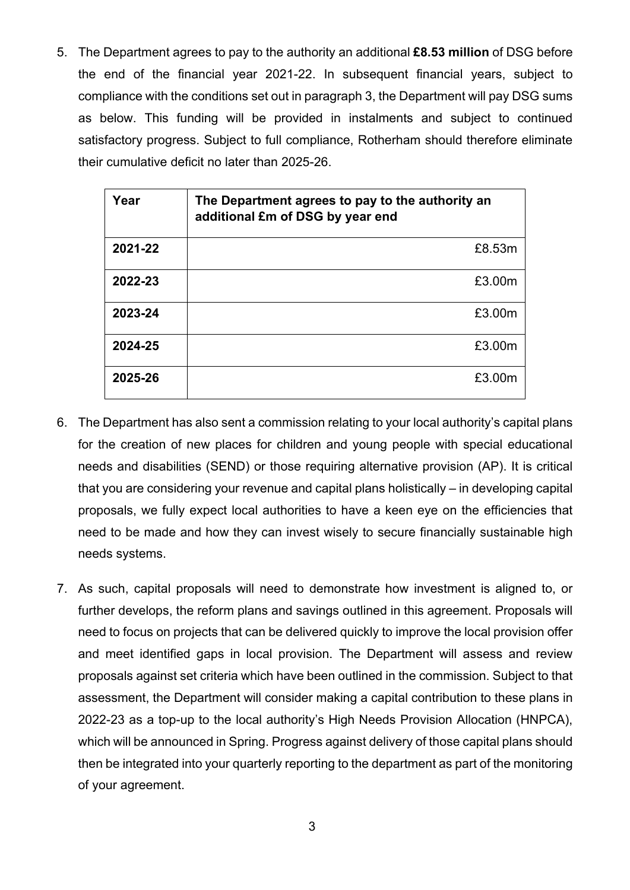5. The Department agrees to pay to the authority an additional **£8.53 million** of DSG before the end of the financial year 2021-22. In subsequent financial years, subject to compliance with the conditions set out in paragraph 3, the Department will pay DSG sums as below. This funding will be provided in instalments and subject to continued satisfactory progress. Subject to full compliance, Rotherham should therefore eliminate their cumulative deficit no later than 2025-26.

| Year | The Department agrees to pay to the authority an additional £m of DSG by year end |
|---|---|
| **2021-22** | £8.53m |
| **2022-23** | £3.00m |
| **2023-24** | £3.00m |
| **2024-25** | £3.00m |
| **2025-26** | £3.00m |

6. The Department has also sent a commission relating to your local authority's capital plans for the creation of new places for children and young people with special educational needs and disabilities (SEND) or those requiring alternative provision (AP). It is critical that you are considering your revenue and capital plans holistically – in developing capital proposals, we fully expect local authorities to have a keen eye on the efficiencies that need to be made and how they can invest wisely to secure financially sustainable high needs systems.

7. As such, capital proposals will need to demonstrate how investment is aligned to, or further develops, the reform plans and savings outlined in this agreement. Proposals will need to focus on projects that can be delivered quickly to improve the local provision offer and meet identified gaps in local provision. The Department will assess and review proposals against set criteria which have been outlined in the commission. Subject to that assessment, the Department will consider making a capital contribution to these plans in 2022-23 as a top-up to the local authority's High Needs Provision Allocation (HNPCA), which will be announced in Spring. Progress against delivery of those capital plans should then be integrated into your quarterly reporting to the department as part of the monitoring of your agreement.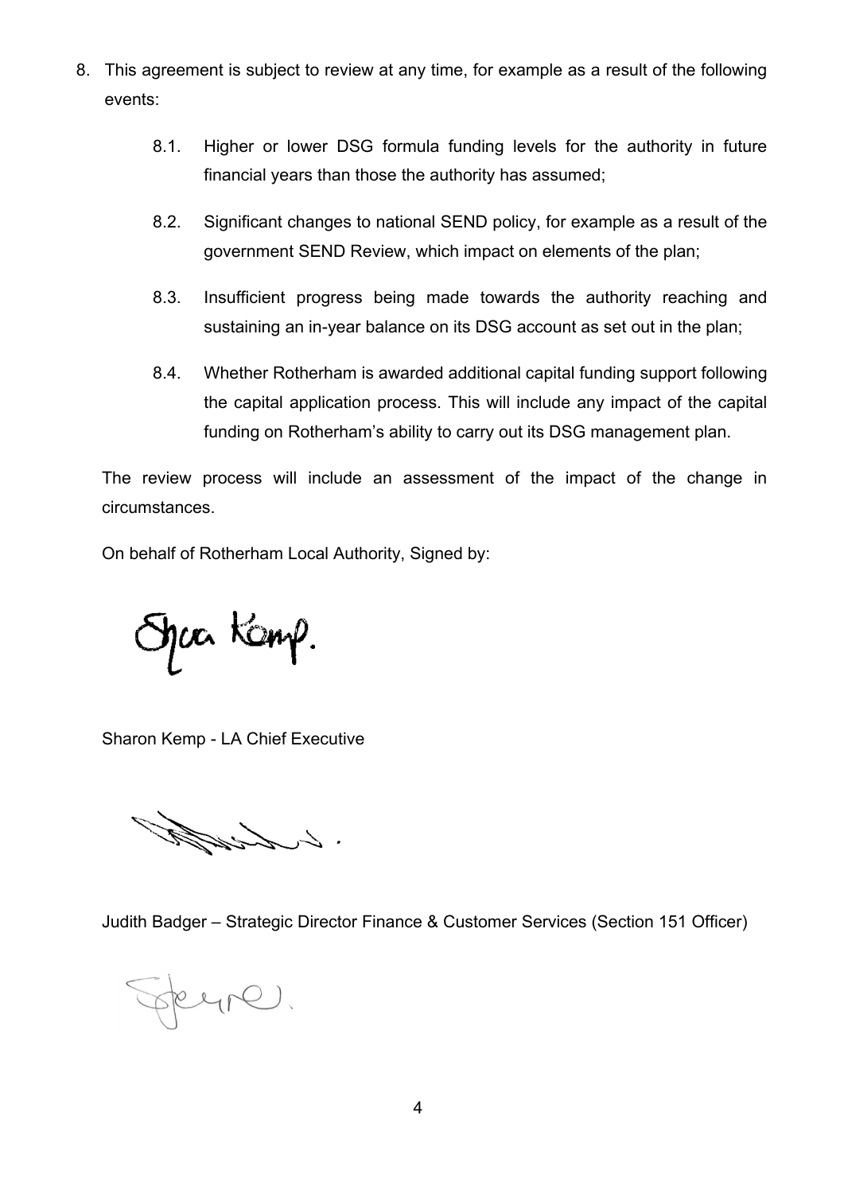8. This agreement is subject to review at any time, for example as a result of the following events:

    8.1. Higher or lower DSG formula funding levels for the authority in future financial years than those the authority has assumed;

    8.2. Significant changes to national SEND policy, for example as a result of the government SEND Review, which impact on elements of the plan;

    8.3. Insufficient progress being made towards the authority reaching and sustaining an in-year balance on its DSG account as set out in the plan;

    8.4. Whether Rotherham is awarded additional capital funding support following the capital application process. This will include any impact of the capital funding on Rotherham's ability to carry out its DSG management plan.

   The review process will include an assessment of the impact of the change in circumstances.

   On behalf of Rotherham Local Authority, Signed by:

   Sharon Kemp - LA Chief Executive

   Judith Badger – Strategic Director Finance & Customer Services (Section 151 Officer)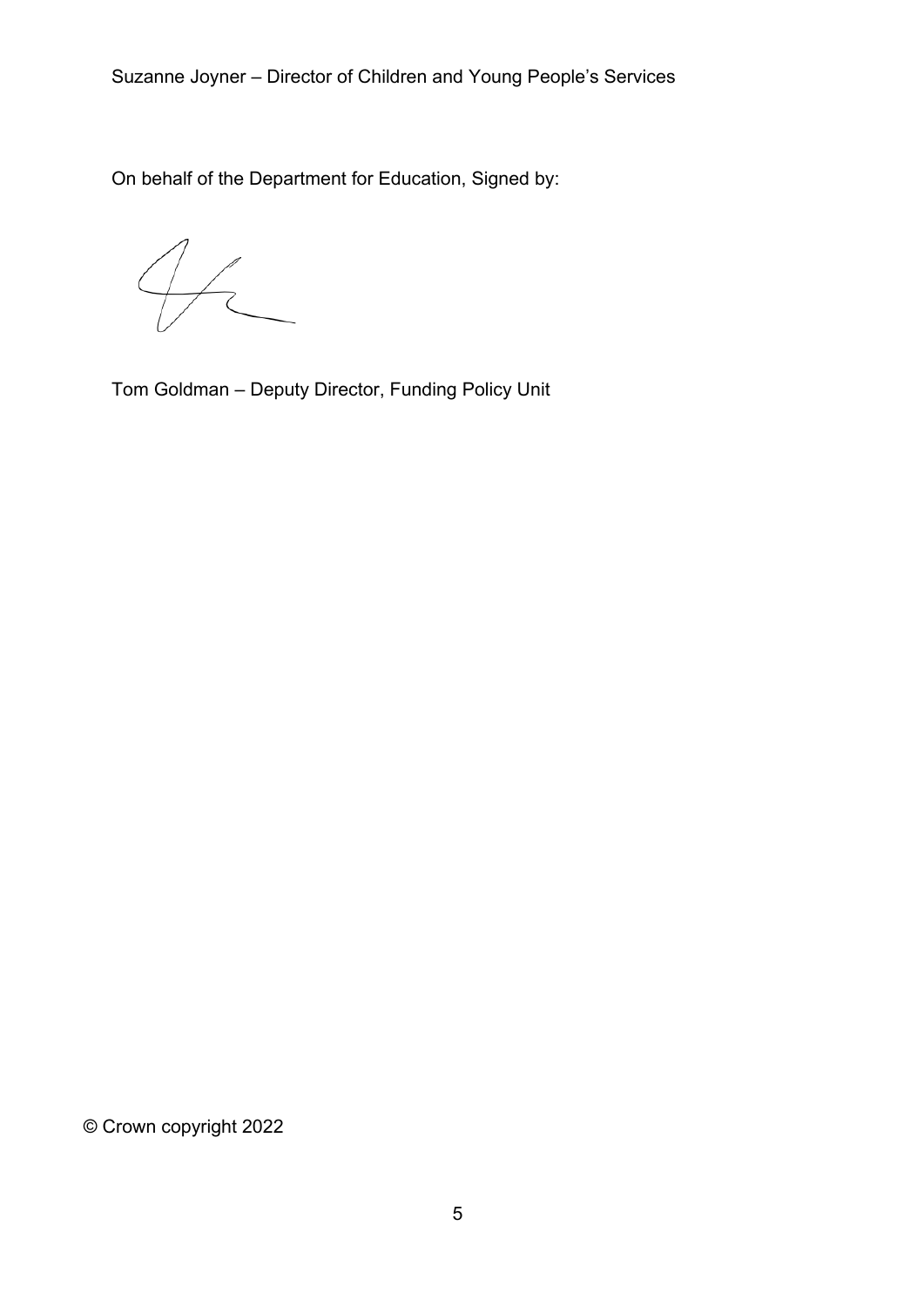Suzanne Joyner – Director of Children and Young People's Services

On behalf of the Department for Education, Signed by:

Tom Goldman – Deputy Director, Funding Policy Unit

© Crown copyright 2022